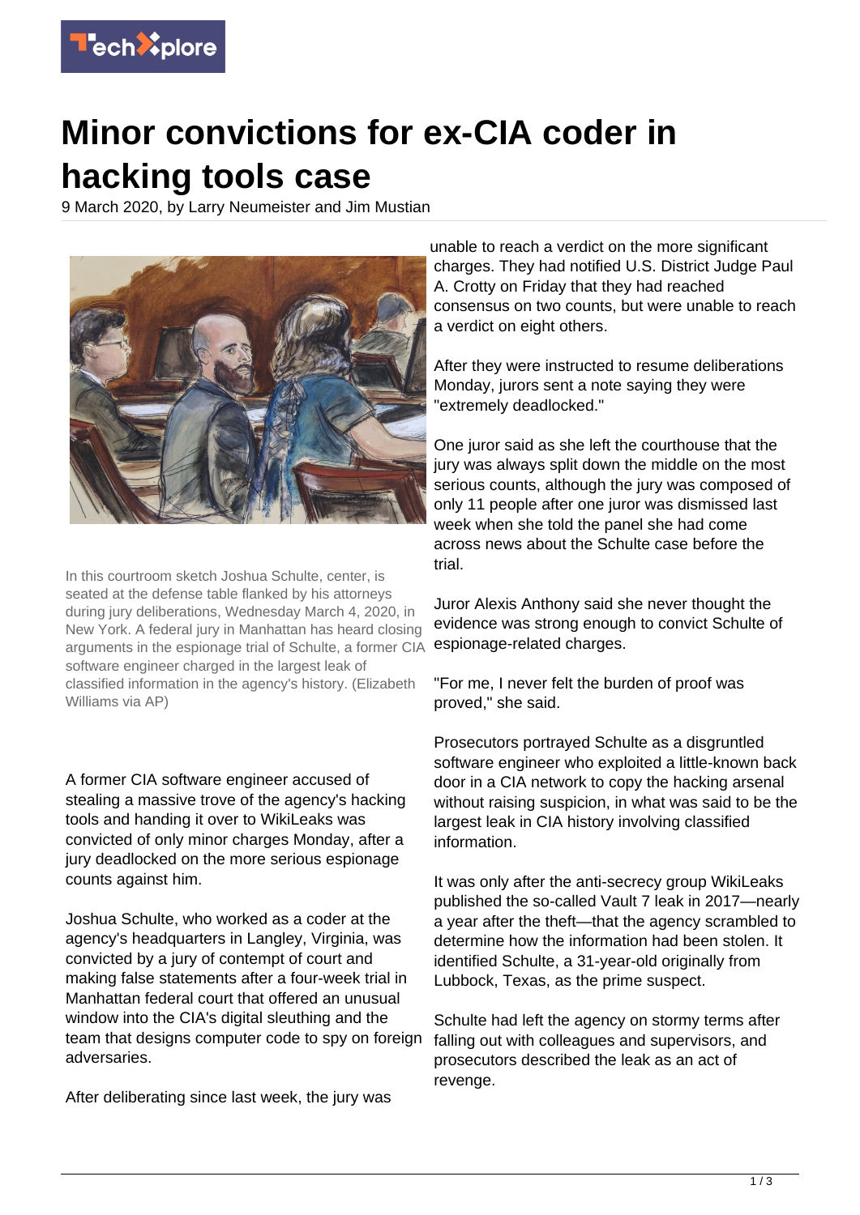# Minor convictions for ex-CIA coder in hacking tools case

9 March 2020, by Larry Neumeister and Jim Mustian

In this courtroom sketch Joshua Schulte, center, is seated at the defense table flanked by his attorneys during jury deliberations, Wednesday March 4, 2020, in New York. A federal jury in Manhattan has heard closing arguments in the espionage trial of Schulte, a former CIA software engineer charged in the largest leak of classified information in the agency's history. (Elizabeth Williams via AP)

A former CIA software engineer accused of stealing a massive trove of the agency's hacking tools and handing it over to WikiLeaks was convicted of only minor charges Monday, after a jury deadlocked on the more serious espionage counts against him.

Joshua Schulte, who worked as a coder at the agency's headquarters in Langley, Virginia, was convicted by a jury of contempt of court and making false statements after a four-week trial in Manhattan federal court that offered an unusual window into the CIA's digital sleuthing and the team that designs computer code to spy on foreign adversaries.

After deliberating since last week, the jury was unable to reach a verdict on the more significant charges. They had notified U.S. District Judge Paul A. Crotty on Friday that they had reached consensus on two counts, but were unable to reach a verdict on eight others.

After they were instructed to resume deliberations Monday, jurors sent a note saying they were "extremely deadlocked."

One juror said as she left the courthouse that the jury was always split down the middle on the most serious counts, although the jury was composed of only 11 people after one juror was dismissed last week when she told the panel she had come across news about the Schulte case before the trial.

Juror Alexis Anthony said she never thought the evidence was strong enough to convict Schulte of espionage-related charges.

"For me, I never felt the burden of proof was proved," she said.

Prosecutors portrayed Schulte as a disgruntled software engineer who exploited a little-known back door in a CIA network to copy the hacking arsenal without raising suspicion, in what was said to be the largest leak in CIA history involving classified information.

It was only after the anti-secrecy group WikiLeaks published the so-called Vault 7 leak in 2017—nearly a year after the theft—that the agency scrambled to determine how the information had been stolen. It identified Schulte, a 31-year-old originally from Lubbock, Texas, as the prime suspect.

Schulte had left the agency on stormy terms after falling out with colleagues and supervisors, and prosecutors described the leak as an act of revenge.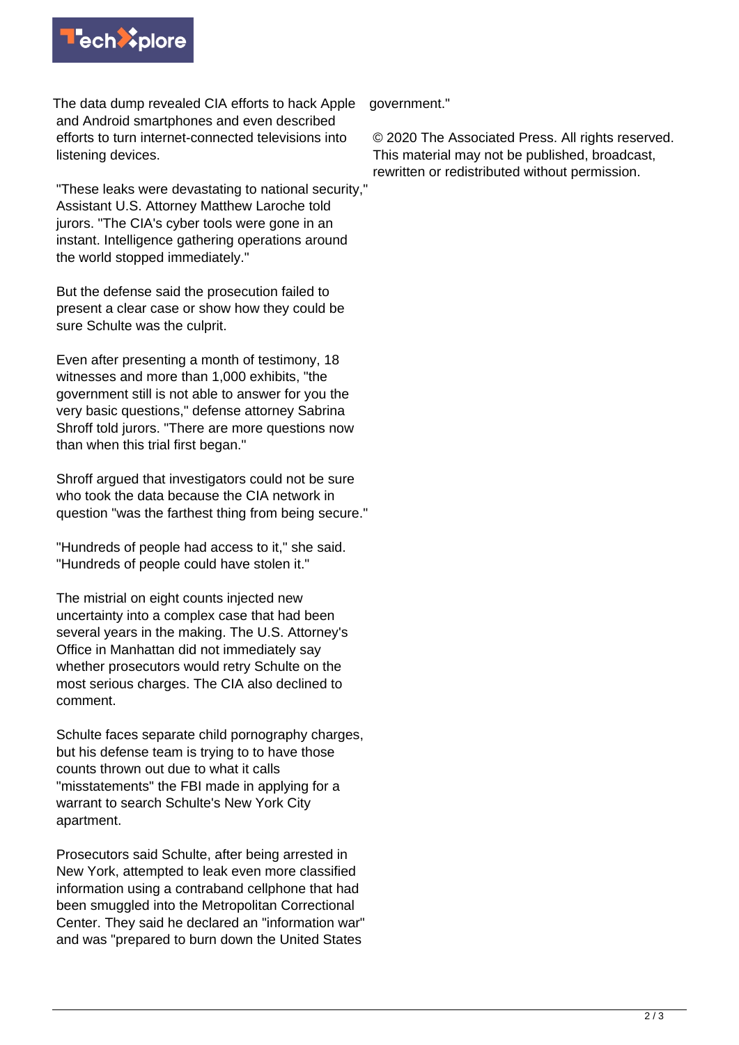The data dump revealed CIA efforts to hack Apple and Android smartphones and even described efforts to turn internet-connected televisions into listening devices.

"These leaks were devastating to national security," Assistant U.S. Attorney Matthew Laroche told jurors. "The CIA's cyber tools were gone in an instant. Intelligence gathering operations around the world stopped immediately."

But the defense said the prosecution failed to present a clear case or show how they could be sure Schulte was the culprit.

Even after presenting a month of testimony, 18 witnesses and more than 1,000 exhibits, "the government still is not able to answer for you the very basic questions," defense attorney Sabrina Shroff told jurors. "There are more questions now than when this trial first began."

Shroff argued that investigators could not be sure who took the data because the CIA network in question "was the farthest thing from being secure."

"Hundreds of people had access to it," she said. "Hundreds of people could have stolen it."

The mistrial on eight counts injected new uncertainty into a complex case that had been several years in the making. The U.S. Attorney's Office in Manhattan did not immediately say whether prosecutors would retry Schulte on the most serious charges. The CIA also declined to comment.

Schulte faces separate child pornography charges, but his defense team is trying to to have those counts thrown out due to what it calls "misstatements" the FBI made in applying for a warrant to search Schulte's New York City apartment.

Prosecutors said Schulte, after being arrested in New York, attempted to leak even more classified information using a contraband cellphone that had been smuggled into the Metropolitan Correctional Center. They said he declared an "information war" and was "prepared to burn down the United States government."

© 2020 The Associated Press. All rights reserved. This material may not be published, broadcast, rewritten or redistributed without permission.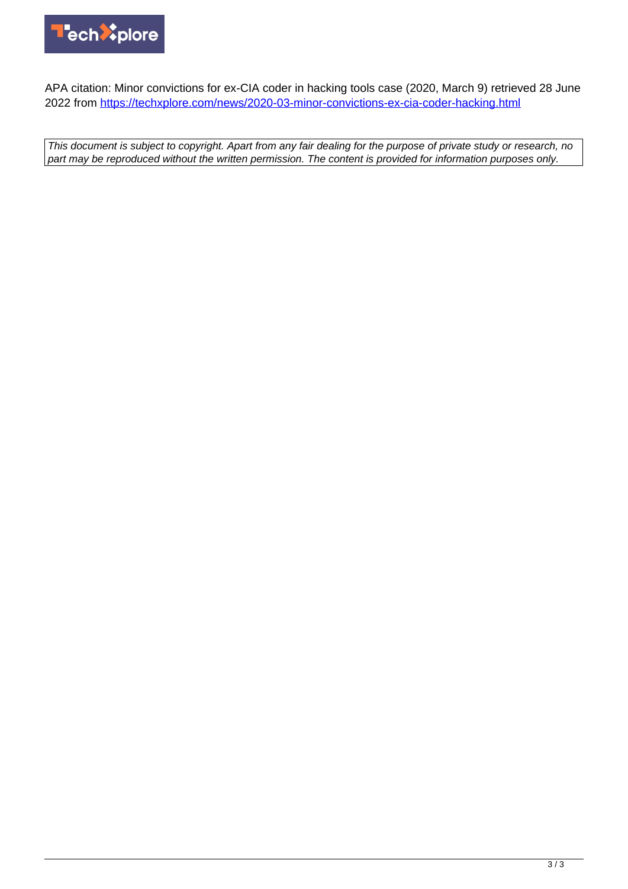APA citation: Minor convictions for ex-CIA coder in hacking tools case (2020, March 9) retrieved 28 June 2022 from https://techxplore.com/news/2020-03-minor-convictions-ex-cia-coder-hacking.html

*This document is subject to copyright. Apart from any fair dealing for the purpose of private study or research, no part may be reproduced without the written permission. The content is provided for information purposes only.*